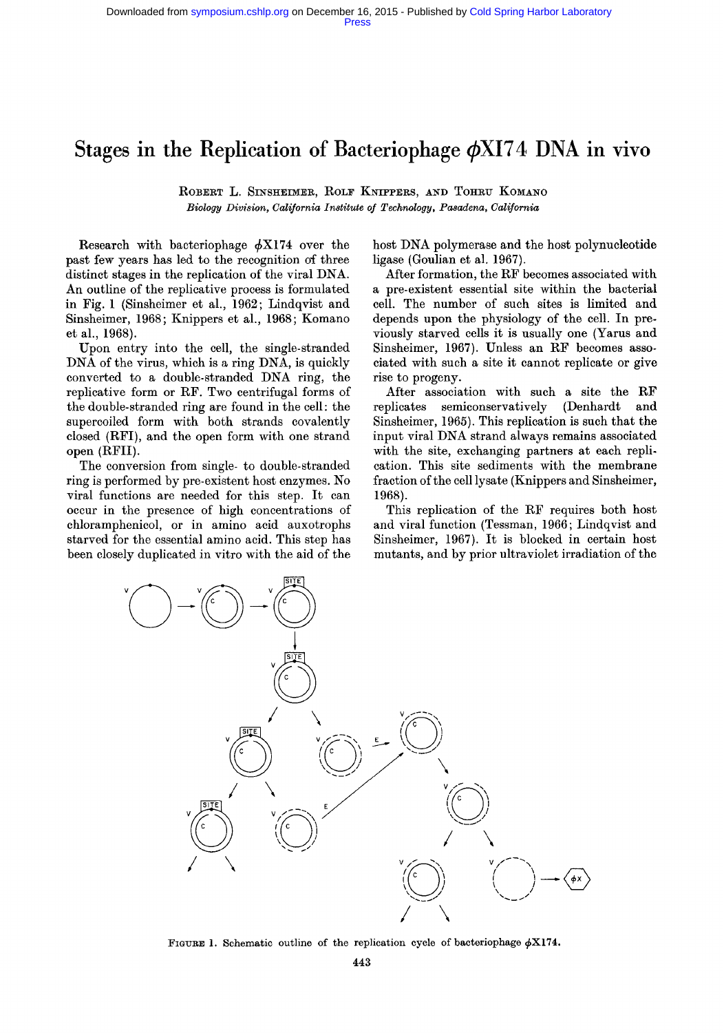# Stages in the Replication of Bacteriophage $\phi$X174 DNA in vivo

Robert L. Sinsheimer, Rolf Knippers, and Tohru Komano

*Biology Division, California Institute of Technology, Pasadena, California*

Research with bacteriophage $\phi$X174 over the past few years has led to the recognition of three distinct stages in the replication of the viral DNA. An outline of the replicative process is formulated in Fig. 1 (Sinsheimer et al., 1962; Lindqvist and Sinsheimer, 1968; Knippers et al., 1968; Komano et al., 1968).

Upon entry into the cell, the single-stranded DNA of the virus, which is a ring DNA, is quickly converted to a double-stranded DNA ring, the replicative form or RF. Two centrifugal forms of the double-stranded ring are found in the cell: the supercoiled form with both strands covalently closed (RFI), and the open form with one strand open (RFII).

The conversion from single- to double-stranded ring is performed by pre-existent host enzymes. No viral functions are needed for this step. It can occur in the presence of high concentrations of chloramphenicol, or in amino acid auxotrophs starved for the essential amino acid. This step has been closely duplicated in vitro with the aid of the host DNA polymerase and the host polynucleotide ligase (Goulian et al. 1967).

After formation, the RF becomes associated with a pre-existent essential site within the bacterial cell. The number of such sites is limited and depends upon the physiology of the cell. In previously starved cells it is usually one (Yarus and Sinsheimer, 1967). Unless an RF becomes associated with such a site it cannot replicate or give rise to progeny.

After association with such a site the RF replicates semiconservatively (Denhardt and Sinsheimer, 1965). This replication is such that the input viral DNA strand always remains associated with the site, exchanging partners at each replication. This site sediments with the membrane fraction of the cell lysate (Knippers and Sinsheimer, 1968).

This replication of the RF requires both host and viral function (Tessman, 1966; Lindqvist and Sinsheimer, 1967). It is blocked in certain host mutants, and by prior ultraviolet irradiation of the

Figure 1. Schematic outline of the replication cycle of bacteriophage $\phi$X174.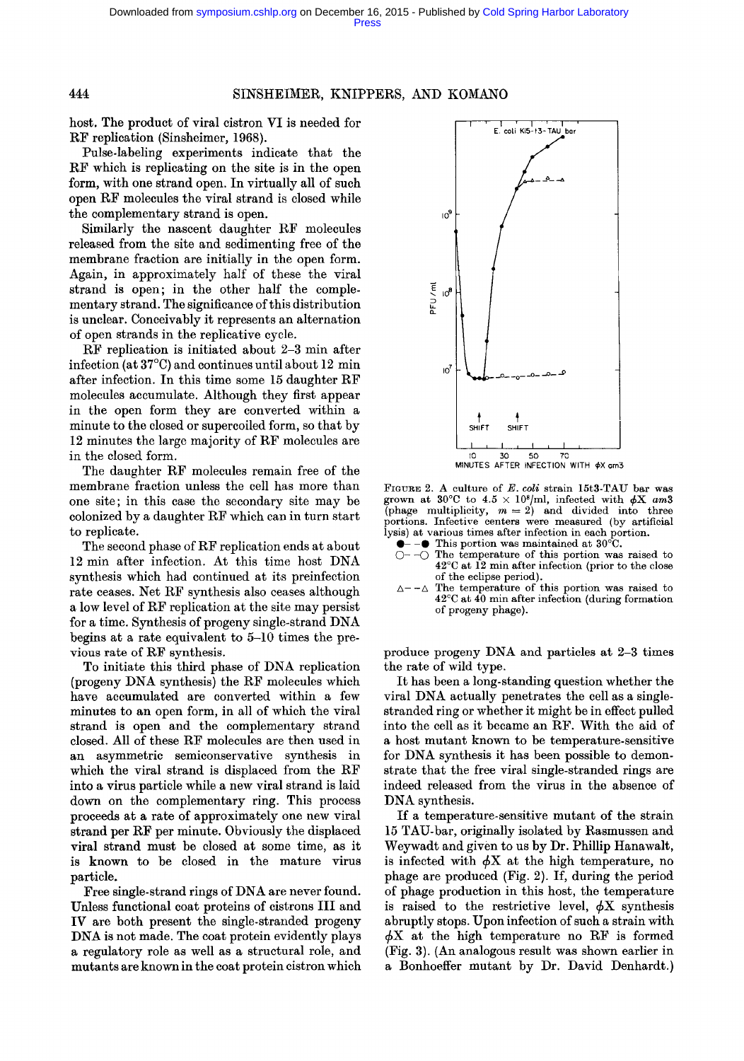host. The product of viral cistron VI is needed for RF replication (Sinsheimer, 1968).

Pulse-labeling experiments indicate that the RF which is replicating on the site is in the open form, with one strand open. In virtually all of such open RF molecules the viral strand is closed while the complementary strand is open.

Similarly the nascent daughter RF molecules released from the site and sedimenting free of the membrane fraction are initially in the open form. Again, in approximately half of these the viral strand is open; in the other half the complementary strand. The significance of this distribution is unclear. Conceivably it represents an alternation of open strands in the replicative cycle.

RF replication is initiated about 2–3 min after infection (at 37°C) and continues until about 12 min after infection. In this time some 15 daughter RF molecules accumulate. Although they first appear in the open form they are converted within a minute to the closed or supercoiled form, so that by 12 minutes the large majority of RF molecules are in the closed form.

The daughter RF molecules remain free of the membrane fraction unless the cell has more than one site; in this case the secondary site may be colonized by a daughter RF which can in turn start to replicate.

The second phase of RF replication ends at about 12 min after infection. At this time host DNA synthesis which had continued at its preinfection rate ceases. Net RF synthesis also ceases although a low level of RF replication at the site may persist for a time. Synthesis of progeny single-strand DNA begins at a rate equivalent to 5–10 times the previous rate of RF synthesis.

To initiate this third phase of DNA replication (progeny DNA synthesis) the RF molecules which have accumulated are converted within a few minutes to an open form, in all of which the viral strand is open and the complementary strand closed. All of these RF molecules are then used in an asymmetric semiconservative synthesis in which the viral strand is displaced from the RF into a virus particle while a new viral strand is laid down on the complementary ring. This process proceeds at a rate of approximately one new viral strand per RF per minute. Obviously the displaced viral strand must be closed at some time, as it is known to be closed in the mature virus particle.

Free single-strand rings of DNA are never found. Unless functional coat proteins of cistrons III and IV are both present the single-stranded progeny DNA is not made. The coat protein evidently plays a regulatory role as well as a structural role, and mutants are known in the coat protein cistron which produce progeny DNA and particles at 2–3 times the rate of wild type.

FIGURE 2. A culture of *E. coli* strain 15t3-TAU bar was grown at 30°C to $4.5 \times 10^8$/ml, infected with $\phi$X *am*3 (phage multiplicity, $m = 2$) and divided into three portions. Infective centers were measured (by artificial lysis) at various times after infection in each portion.
●– –● This portion was maintained at 30°C.
○– –○ The temperature of this portion was raised to 42°C at 12 min after infection (prior to the close of the eclipse period).
△– –△ The temperature of this portion was raised to 42°C at 40 min after infection (during formation of progeny phage).

It has been a long-standing question whether the viral DNA actually penetrates the cell as a single-stranded ring or whether it might be in effect pulled into the cell as it became an RF. With the aid of a host mutant known to be temperature-sensitive for DNA synthesis it has been possible to demonstrate that the free viral single-stranded rings are indeed released from the virus in the absence of DNA synthesis.

If a temperature-sensitive mutant of the strain 15 TAU-bar, originally isolated by Rasmussen and Weywadt and given to us by Dr. Phillip Hanawalt, is infected with $\phi$X at the high temperature, no phage are produced (Fig. 2). If, during the period of phage production in this host, the temperature is raised to the restrictive level, $\phi$X synthesis abruptly stops. Upon infection of such a strain with $\phi$X at the high temperature no RF is formed (Fig. 3). (An analogous result was shown earlier in a Bonhoeffer mutant by Dr. David Denhardt.)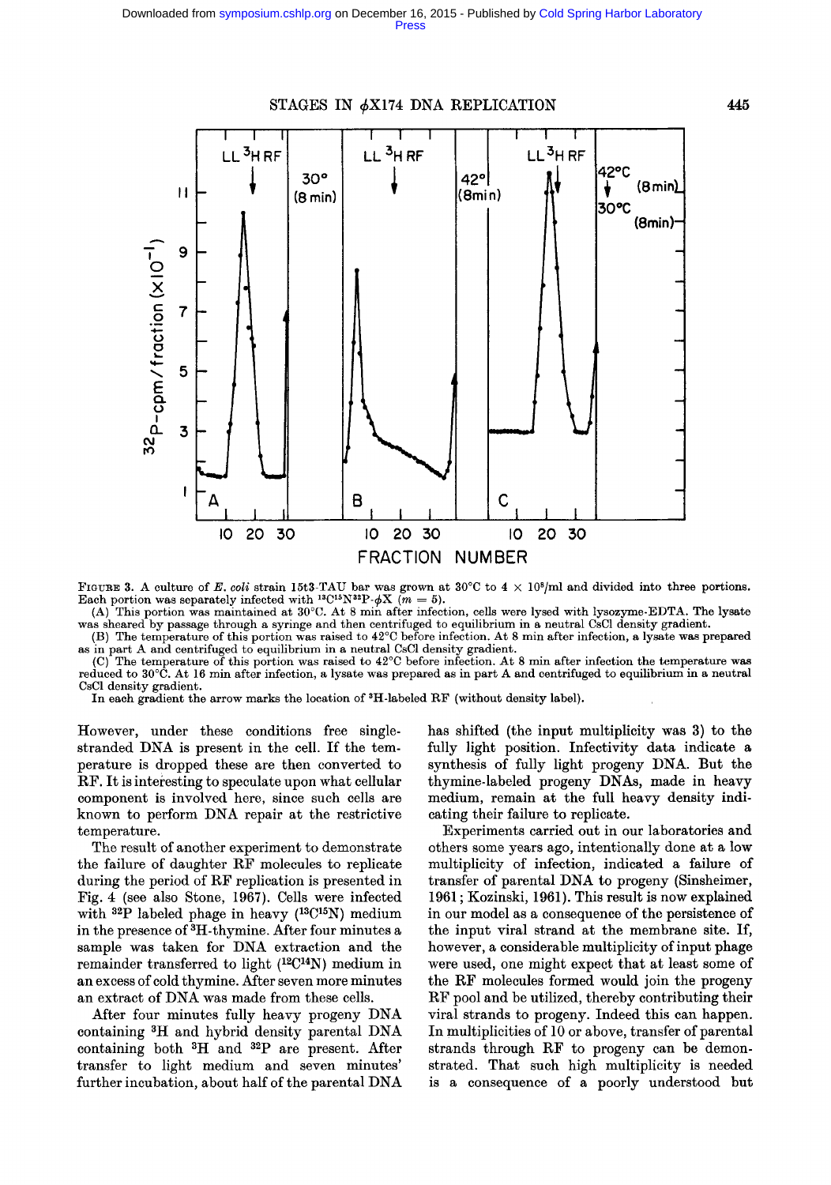FIGURE 3. A culture of *E. coli* strain 15t3-TAU bar was grown at 30°C to $4 \times 10^8$/ml and divided into three portions. Each portion was separately infected with $^{13}C^{15}N^{32}P$-$\phi$X ($m = 5$).

(A) This portion was maintained at 30°C. At 8 min after infection, cells were lysed with lysozyme-EDTA. The lysate was sheared by passage through a syringe and then centrifuged to equilibrium in a neutral CsCl density gradient.

(B) The temperature of this portion was raised to 42°C before infection. At 8 min after infection, a lysate was prepared as in part A and centrifuged to equilibrium in a neutral CsCl density gradient.

(C) The temperature of this portion was raised to 42°C before infection. At 8 min after infection the temperature was reduced to 30°C. At 16 min after infection, a lysate was prepared as in part A and centrifuged to equilibrium in a neutral CsCl density gradient.

In each gradient the arrow marks the location of $^3$H-labeled RF (without density label).

However, under these conditions free single-stranded DNA is present in the cell. If the temperature is dropped these are then converted to RF. It is interesting to speculate upon what cellular component is involved here, since such cells are known to perform DNA repair at the restrictive temperature.

The result of another experiment to demonstrate the failure of daughter RF molecules to replicate during the period of RF replication is presented in Fig. 4 (see also Stone, 1967). Cells were infected with $^{32}$P labeled phage in heavy ($^{13}C^{15}N$) medium in the presence of $^3$H-thymine. After four minutes a sample was taken for DNA extraction and the remainder transferred to light ($^{12}C^{14}N$) medium in an excess of cold thymine. After seven more minutes an extract of DNA was made from these cells.

After four minutes fully heavy progeny DNA containing $^3$H and hybrid density parental DNA containing both $^3$H and $^{32}$P are present. After transfer to light medium and seven minutes' further incubation, about half of the parental DNA has shifted (the input multiplicity was 3) to the fully light position. Infectivity data indicate a synthesis of fully light progeny DNA. But the thymine-labeled progeny DNAs, made in heavy medium, remain at the full heavy density indicating their failure to replicate.

Experiments carried out in our laboratories and others some years ago, intentionally done at a low multiplicity of infection, indicated a failure of transfer of parental DNA to progeny (Sinsheimer, 1961; Kozinski, 1961). This result is now explained in our model as a consequence of the persistence of the input viral strand at the membrane site. If, however, a considerable multiplicity of input phage were used, one might expect that at least some of the RF molecules formed would join the progeny RF pool and be utilized, thereby contributing their viral strands to progeny. Indeed this can happen. In multiplicities of 10 or above, transfer of parental strands through RF to progeny can be demonstrated. That such high multiplicity is needed is a consequence of a poorly understood but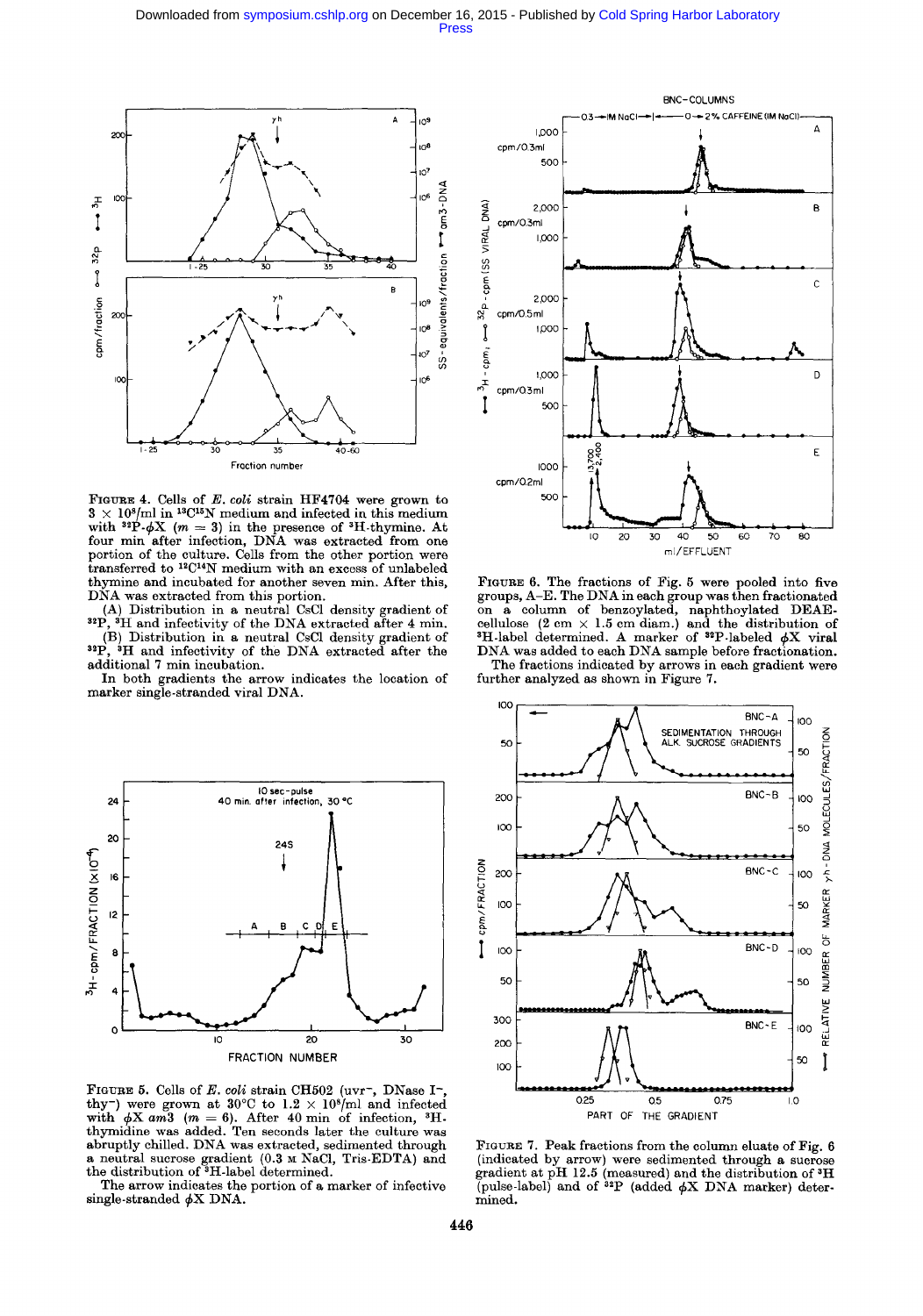FIGURE 4. Cells of *E. coli* strain HF4704 were grown to $3 \times 10^8$/ml in $^{13}C^{15}N$ medium and infected in this medium with $^{32}P$-$\phi X$ ($m = 3$) in the presence of $^3H$-thymine. At four min after infection, DNA was extracted from one portion of the culture. Cells from the other portion were transferred to $^{12}C^{14}N$ medium with an excess of unlabeled thymine and incubated for another seven min. After this, DNA was extracted from this portion.

(A) Distribution in a neutral CsCl density gradient of $^{32}P$, $^3H$ and infectivity of the DNA extracted after 4 min.

(B) Distribution in a neutral CsCl density gradient of $^{32}P$, $^3H$ and infectivity of the DNA extracted after the additional 7 min incubation.

In both gradients the arrow indicates the location of marker single-stranded viral DNA.

FIGURE 5. Cells of *E. coli* strain CH502 (uvr⁻, DNase I⁻, thy⁻) were grown at 30°C to $1.2 \times 10^8$/ml and infected with $\phi X$ *am3* ($m = 6$). After 40 min of infection, $^3H$-thymidine was added. Ten seconds later the culture was abruptly chilled. DNA was extracted, sedimented through a neutral sucrose gradient (0.3 M NaCl, Tris-EDTA) and the distribution of $^3H$-label determined.

The arrow indicates the portion of a marker of infective single-stranded $\phi X$ DNA.

FIGURE 6. The fractions of Fig. 5 were pooled into five groups, A–E. The DNA in each group was then fractionated on a column of benzoylated, naphthoylated DEAE-cellulose (2 cm × 1.5 cm diam.) and the distribution of $^3H$-label determined. A marker of $^{32}P$-labeled $\phi X$ viral DNA was added to each DNA sample before fractionation. The fractions indicated by arrows in each gradient were further analyzed as shown in Figure 7.

FIGURE 7. Peak fractions from the column eluate of Fig. 6 (indicated by arrow) were sedimented through a sucrose gradient at pH 12.5 (measured) and the distribution of $^3H$ (pulse-label) and of $^{32}P$ (added $\phi X$ DNA marker) determined.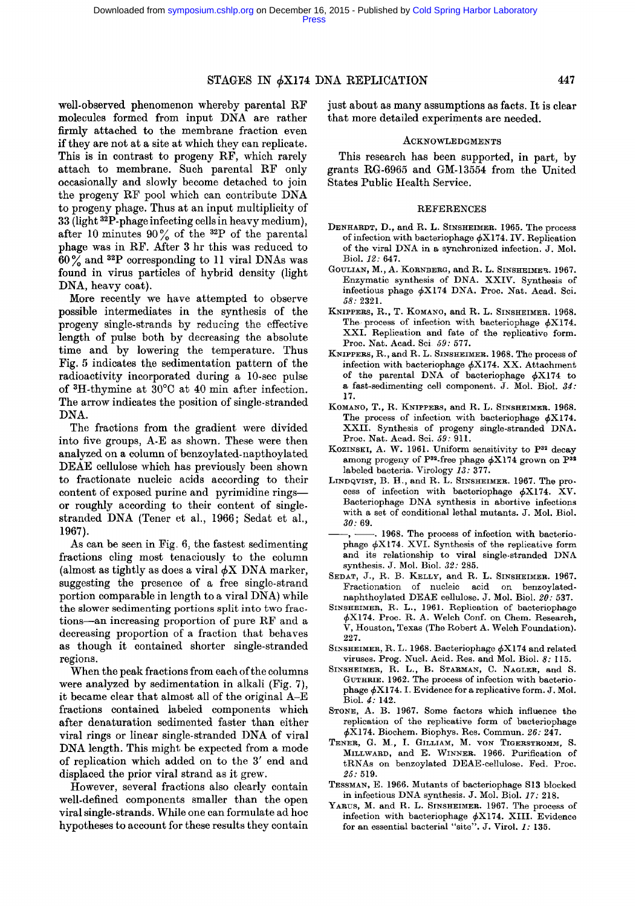well-observed phenomenon whereby parental RF molecules formed from input DNA are rather firmly attached to the membrane fraction even if they are not at a site at which they can replicate. This is in contrast to progeny RF, which rarely attach to membrane. Such parental RF only occasionally and slowly become detached to join the progeny RF pool which can contribute DNA to progeny phage. Thus at an input multiplicity of 33 (light $^{32}$P-phage infecting cells in heavy medium), after 10 minutes 90% of the $^{32}$P of the parental phage was in RF. After 3 hr this was reduced to 60% and $^{32}$P corresponding to 11 viral DNAs was found in virus particles of hybrid density (light DNA, heavy coat).

More recently we have attempted to observe possible intermediates in the synthesis of the progeny single-strands by reducing the effective length of pulse both by decreasing the absolute time and by lowering the temperature. Thus Fig. 5 indicates the sedimentation pattern of the radioactivity incorporated during a 10-sec pulse of $^{3}$H-thymine at 30°C at 40 min after infection. The arrow indicates the position of single-stranded DNA.

The fractions from the gradient were divided into five groups, A-E as shown. These were then analyzed on a column of benzoylated-napthoylated DEAE cellulose which has previously been shown to fractionate nucleic acids according to their content of exposed purine and pyrimidine rings—or roughly according to their content of single-stranded DNA (Tener et al., 1966; Sedat et al., 1967).

As can be seen in Fig. 6, the fastest sedimenting fractions cling most tenaciously to the column (almost as tightly as does a viral $\phi$X DNA marker, suggesting the presence of a free single-strand portion comparable in length to a viral DNA) while the slower sedimenting portions split into two fractions—an increasing proportion of pure RF and a decreasing proportion of a fraction that behaves as though it contained shorter single-stranded regions.

When the peak fractions from each of the columns were analyzed by sedimentation in alkali (Fig. 7), it became clear that almost all of the original A–E fractions contained labeled components which after denaturation sedimented faster than either viral rings or linear single-stranded DNA of viral DNA length. This might be expected from a mode of replication which added on to the 3′ end and displaced the prior viral strand as it grew.

However, several fractions also clearly contain well-defined components smaller than the open viral single-strands. While one can formulate ad hoc hypotheses to account for these results they contain just about as many assumptions as facts. It is clear that more detailed experiments are needed.

## Acknowledgments

This research has been supported, in part, by grants RG-6965 and GM-13554 from the United States Public Health Service.

## References

Denhardt, D., and R. L. Sinsheimer. 1965. The process of infection with bacteriophage $\phi$X174. IV. Replication of the viral DNA in a synchronized infection. J. Mol. Biol. *12:* 647.

Goulian, M., A. Kornberg, and R. L. Sinsheimer. 1967. Enzymatic synthesis of DNA. XXIV. Synthesis of infectious phage $\phi$X174 DNA. Proc. Nat. Acad. Sci. *58:* 2321.

Knippers, R., T. Komano, and R. L. Sinsheimer. 1968. The process of infection with bacteriophage $\phi$X174. XXI. Replication and fate of the replicative form. Proc. Nat. Acad. Sci *59:* 577.

Knippers, R., and R. L. Sinsheimer. 1968. The process of infection with bacteriophage $\phi$X174. XX. Attachment of the parental DNA of bacteriophage $\phi$X174 to a fast-sedimenting cell component. J. Mol. Biol. *34:* 17.

Komano, T., R. Knippers, and R. L. Sinsheimer. 1968. The process of infection with bacteriophage $\phi$X174. XXII. Synthesis of progeny single-stranded DNA. Proc. Nat. Acad. Sci. *59:* 911.

Kozinski, A. W. 1961. Uniform sensitivity to P$^{32}$ decay among progeny of P$^{32}$-free phage $\phi$X174 grown on P$^{32}$ labeled bacteria. Virology *13:* 377.

Lindqvist, B. H., and R. L. Sinsheimer. 1967. The process of infection with bacteriophage $\phi$X174. XV. Bacteriophage DNA synthesis in abortive infections with a set of conditional lethal mutants. J. Mol. Biol. *30:* 69.

——, ——. 1968. The process of infection with bacteriophage $\phi$X174. XVI. Synthesis of the replicative form and its relationship to viral single-stranded DNA synthesis. J. Mol. Biol. *32:* 285.

Sedat, J., R. B. Kelly, and R. L. Sinsheimer. 1967. Fractionation of nucleic acid on benzoylated-naphthoylated DEAE cellulose. J. Mol. Biol. *20:* 537.

Sinsheimer, R. L., 1961. Replication of bacteriophage $\phi$X174. Proc. R. A. Welch Conf. on Chem. Research, V, Houston, Texas (The Robert A. Welch Foundation). 227.

Sinsheimer, R. L. 1968. Bacteriophage $\phi$X174 and related viruses. Prog. Nucl. Acid. Res. and Mol. Biol. *8:* 115.

Sinsheimer, R. L., B. Starman, C. Nagler, and S. Guthrie. 1962. The process of infection with bacteriophage $\phi$X174. I. Evidence for a replicative form. J. Mol. Biol. *4:* 142.

Stone, A. B. 1967. Some factors which influence the replication of the replicative form of bacteriophage $\phi$X174. Biochem. Biophys. Res. Commun. *26:* 247.

Tener, G. M., I. Gilliam, M. von Tigerstromm, S. Millward, and E. Winner. 1966. Purification of tRNAs on benzoylated DEAE-cellulose. Fed. Proc. *25:* 519.

Tessman, E. 1966. Mutants of bacteriophage S13 blocked in infectious DNA synthesis. J. Mol. Biol. *17:* 218.

Yarus, M. and R. L. Sinsheimer. 1967. The process of infection with bacteriophage $\phi$X174. XIII. Evidence for an essential bacterial "site". J. Virol. *1:* 135.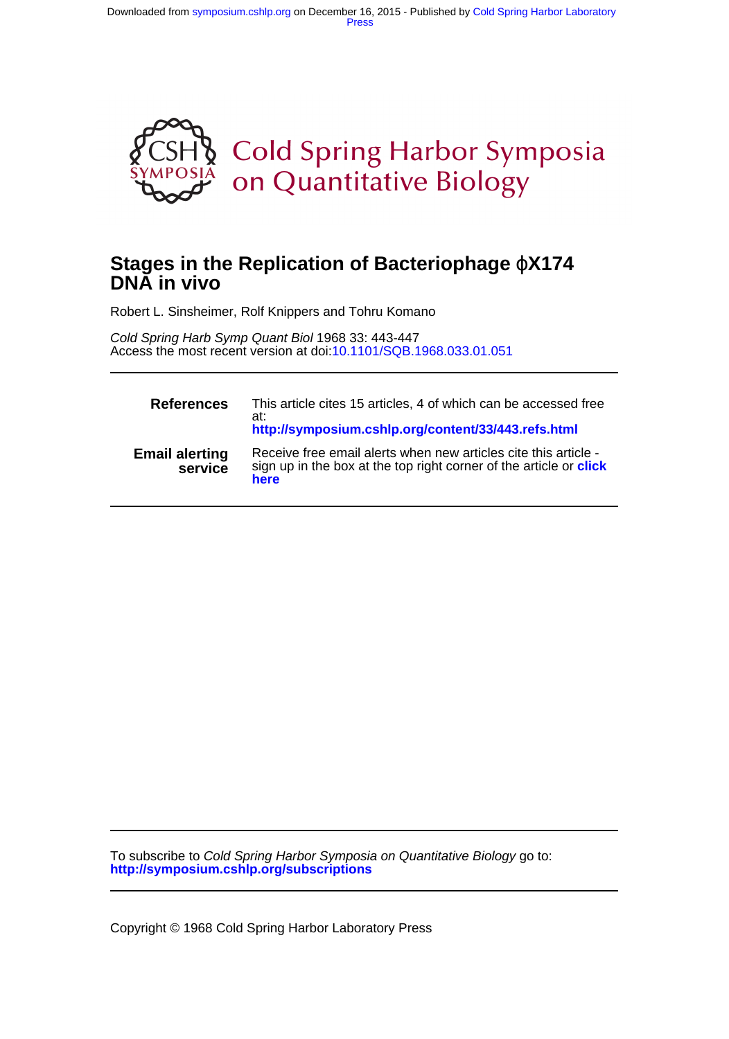Downloaded from symposium.cshlp.org on December 16, 2015 - Published by Cold Spring Harbor Laboratory Press

Cold Spring Harbor Symposia on Quantitative Biology

# Stages in the Replication of Bacteriophage ϕX174 DNA in vivo

Robert L. Sinsheimer, Rolf Knippers and Tohru Komano

*Cold Spring Harb Symp Quant Biol* 1968 33: 443-447
Access the most recent version at doi:10.1101/SQB.1968.033.01.051

| | |
|---|---|
| **References** | This article cites 15 articles, 4 of which can be accessed free at: **http://symposium.cshlp.org/content/33/443.refs.html** |
| **Email alerting service** | Receive free email alerts when new articles cite this article - sign up in the box at the top right corner of the article or **click here** |

To subscribe to *Cold Spring Harbor Symposia on Quantitative Biology* go to:
**http://symposium.cshlp.org/subscriptions**

Copyright © 1968 Cold Spring Harbor Laboratory Press